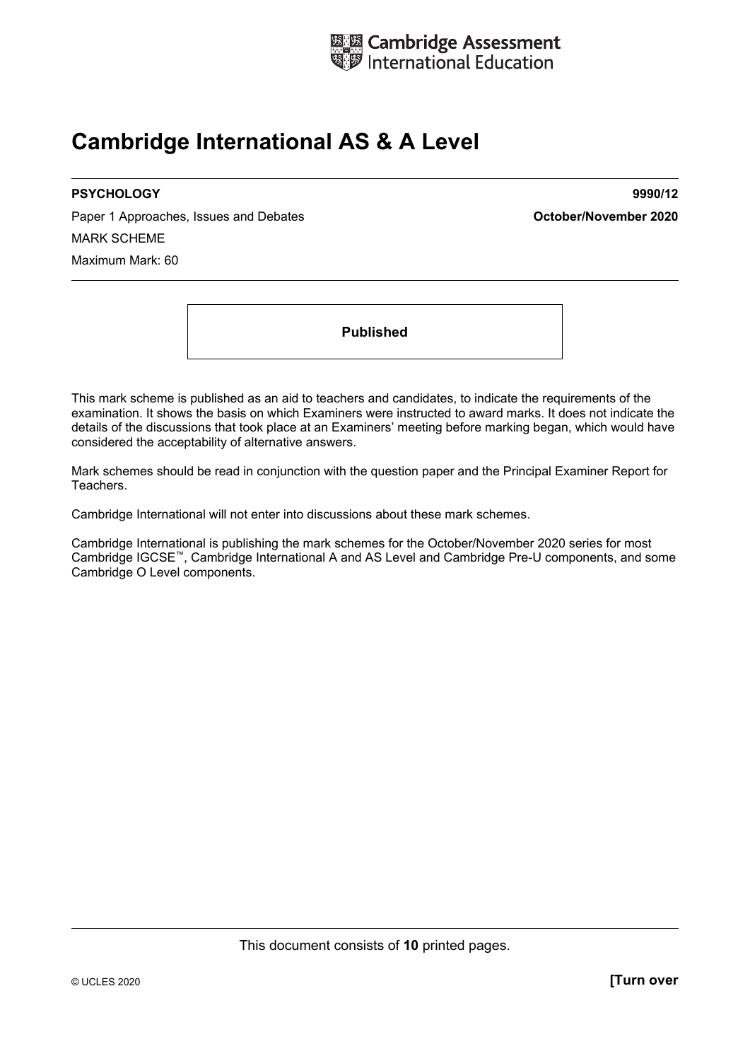Cambridge Assessment International Education

# Cambridge International AS & A Level

**PSYCHOLOGY** **9990/12**

Paper 1 Approaches, Issues and Debates **October/November 2020**

MARK SCHEME

Maximum Mark: 60

**Published**

This mark scheme is published as an aid to teachers and candidates, to indicate the requirements of the examination. It shows the basis on which Examiners were instructed to award marks. It does not indicate the details of the discussions that took place at an Examiners' meeting before marking began, which would have considered the acceptability of alternative answers.

Mark schemes should be read in conjunction with the question paper and the Principal Examiner Report for Teachers.

Cambridge International will not enter into discussions about these mark schemes.

Cambridge International is publishing the mark schemes for the October/November 2020 series for most Cambridge IGCSE™, Cambridge International A and AS Level and Cambridge Pre-U components, and some Cambridge O Level components.

This document consists of **10** printed pages.

© UCLES 2020 **[Turn over**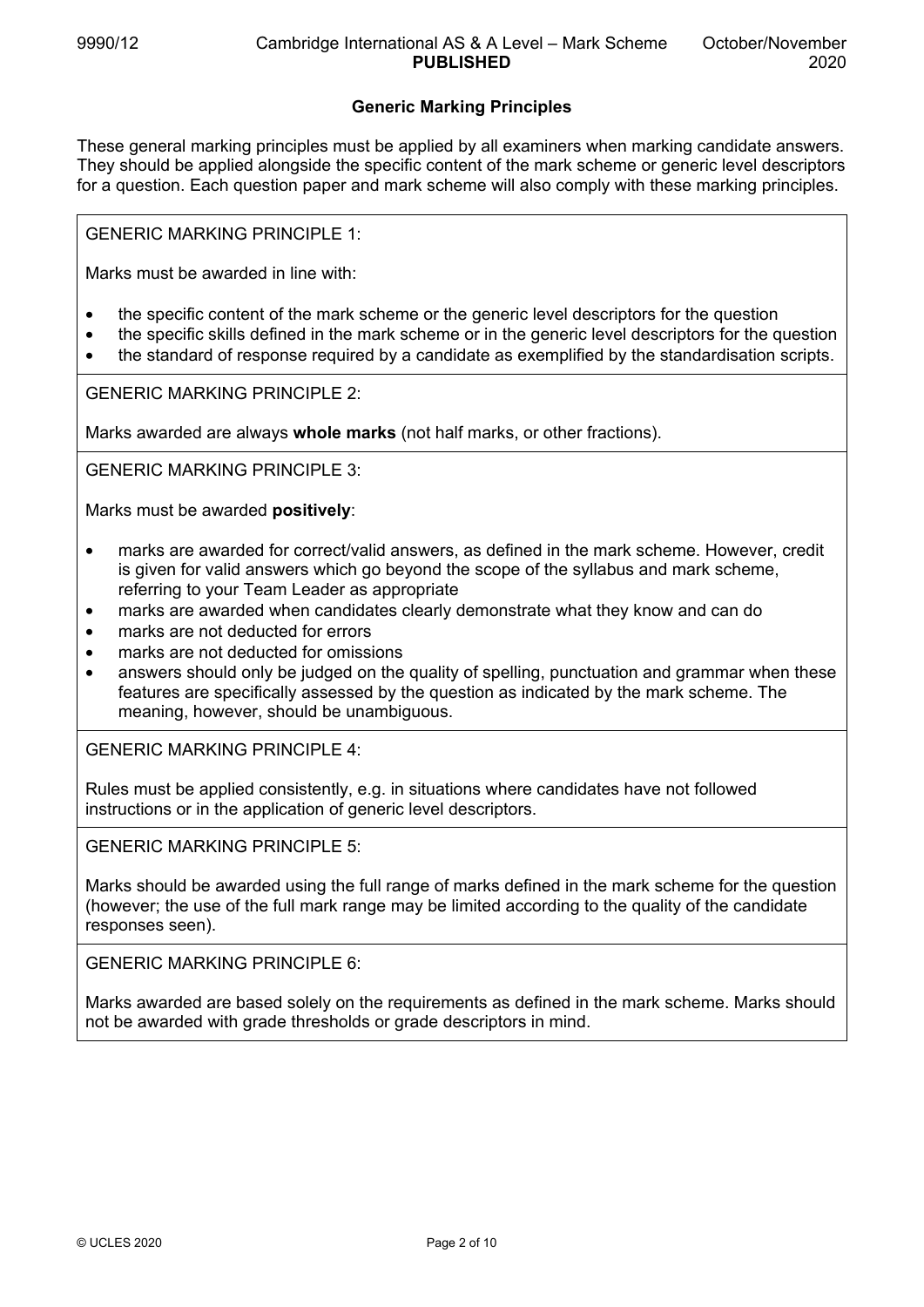## Generic Marking Principles

These general marking principles must be applied by all examiners when marking candidate answers. They should be applied alongside the specific content of the mark scheme or generic level descriptors for a question. Each question paper and mark scheme will also comply with these marking principles.

GENERIC MARKING PRINCIPLE 1:

Marks must be awarded in line with:

- the specific content of the mark scheme or the generic level descriptors for the question
- the specific skills defined in the mark scheme or in the generic level descriptors for the question
- the standard of response required by a candidate as exemplified by the standardisation scripts.

GENERIC MARKING PRINCIPLE 2:

Marks awarded are always **whole marks** (not half marks, or other fractions).

GENERIC MARKING PRINCIPLE 3:

Marks must be awarded **positively**:

- marks are awarded for correct/valid answers, as defined in the mark scheme. However, credit is given for valid answers which go beyond the scope of the syllabus and mark scheme, referring to your Team Leader as appropriate
- marks are awarded when candidates clearly demonstrate what they know and can do
- marks are not deducted for errors
- marks are not deducted for omissions
- answers should only be judged on the quality of spelling, punctuation and grammar when these features are specifically assessed by the question as indicated by the mark scheme. The meaning, however, should be unambiguous.

GENERIC MARKING PRINCIPLE 4:

Rules must be applied consistently, e.g. in situations where candidates have not followed instructions or in the application of generic level descriptors.

GENERIC MARKING PRINCIPLE 5:

Marks should be awarded using the full range of marks defined in the mark scheme for the question (however; the use of the full mark range may be limited according to the quality of the candidate responses seen).

GENERIC MARKING PRINCIPLE 6:

Marks awarded are based solely on the requirements as defined in the mark scheme. Marks should not be awarded with grade thresholds or grade descriptors in mind.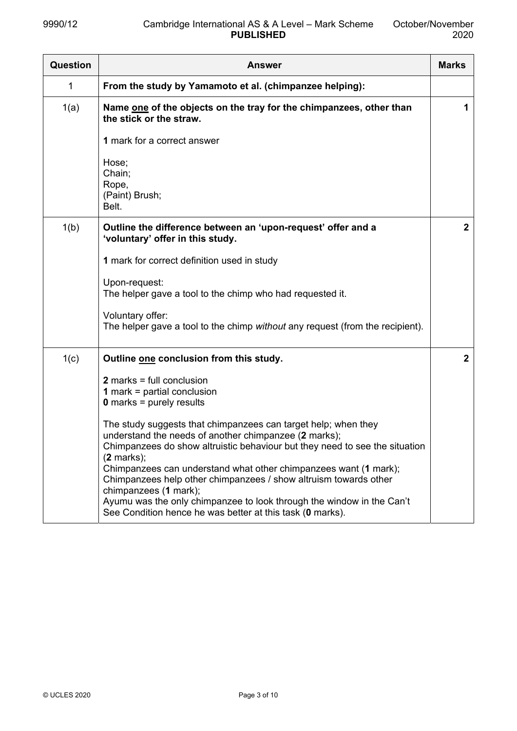| Question | Answer | Marks |
|---|---|---|
| 1 | **From the study by Yamamoto et al. (chimpanzee helping):** | |
| 1(a) | **Name one of the objects on the tray for the chimpanzees, other than the stick or the straw.**<br><br>**1** mark for a correct answer<br><br>Hose;<br>Chain;<br>Rope,<br>(Paint) Brush;<br>Belt. | **1** |
| 1(b) | **Outline the difference between an 'upon-request' offer and a 'voluntary' offer in this study.**<br><br>**1** mark for correct definition used in study<br><br>Upon-request:<br>The helper gave a tool to the chimp who had requested it.<br><br>Voluntary offer:<br>The helper gave a tool to the chimp *without* any request (from the recipient). | **2** |
| 1(c) | **Outline one conclusion from this study.**<br><br>**2** marks = full conclusion<br>**1** mark = partial conclusion<br>**0** marks = purely results<br><br>The study suggests that chimpanzees can target help; when they understand the needs of another chimpanzee (**2** marks);<br>Chimpanzees do show altruistic behaviour but they need to see the situation (**2** marks);<br>Chimpanzees can understand what other chimpanzees want (**1** mark);<br>Chimpanzees help other chimpanzees / show altruism towards other chimpanzees (**1** mark);<br>Ayumu was the only chimpanzee to look through the window in the Can't See Condition hence he was better at this task (**0** marks). | **2** |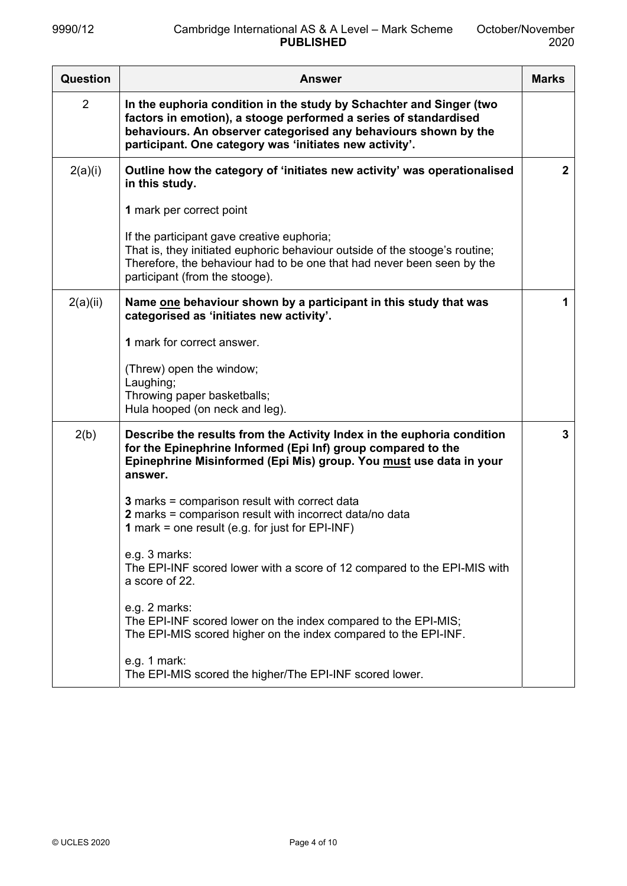| Question | Answer | Marks |
|---|---|---|
| 2 | **In the euphoria condition in the study by Schachter and Singer (two factors in emotion), a stooge performed a series of standardised behaviours. An observer categorised any behaviours shown by the participant. One category was 'initiates new activity'.** | |
| 2(a)(i) | **Outline how the category of 'initiates new activity' was operationalised in this study.**<br><br>**1** mark per correct point<br><br>If the participant gave creative euphoria;<br>That is, they initiated euphoric behaviour outside of the stooge's routine;<br>Therefore, the behaviour had to be one that had never been seen by the participant (from the stooge). | **2** |
| 2(a)(ii) | **Name <u>one</u> behaviour shown by a participant in this study that was categorised as 'initiates new activity'.**<br><br>**1** mark for correct answer.<br><br>(Threw) open the window;<br>Laughing;<br>Throwing paper basketballs;<br>Hula hooped (on neck and leg). | **1** |
| 2(b) | **Describe the results from the Activity Index in the euphoria condition for the Epinephrine Informed (Epi Inf) group compared to the Epinephrine Misinformed (Epi Mis) group. You <u>must</u> use data in your answer.**<br><br>**3** marks = comparison result with correct data<br>**2** marks = comparison result with incorrect data/no data<br>**1** mark = one result (e.g. for just for EPI-INF)<br><br>e.g. 3 marks:<br>The EPI-INF scored lower with a score of 12 compared to the EPI-MIS with a score of 22.<br><br>e.g. 2 marks:<br>The EPI-INF scored lower on the index compared to the EPI-MIS;<br>The EPI-MIS scored higher on the index compared to the EPI-INF.<br><br>e.g. 1 mark:<br>The EPI-MIS scored the higher/The EPI-INF scored lower. | **3** |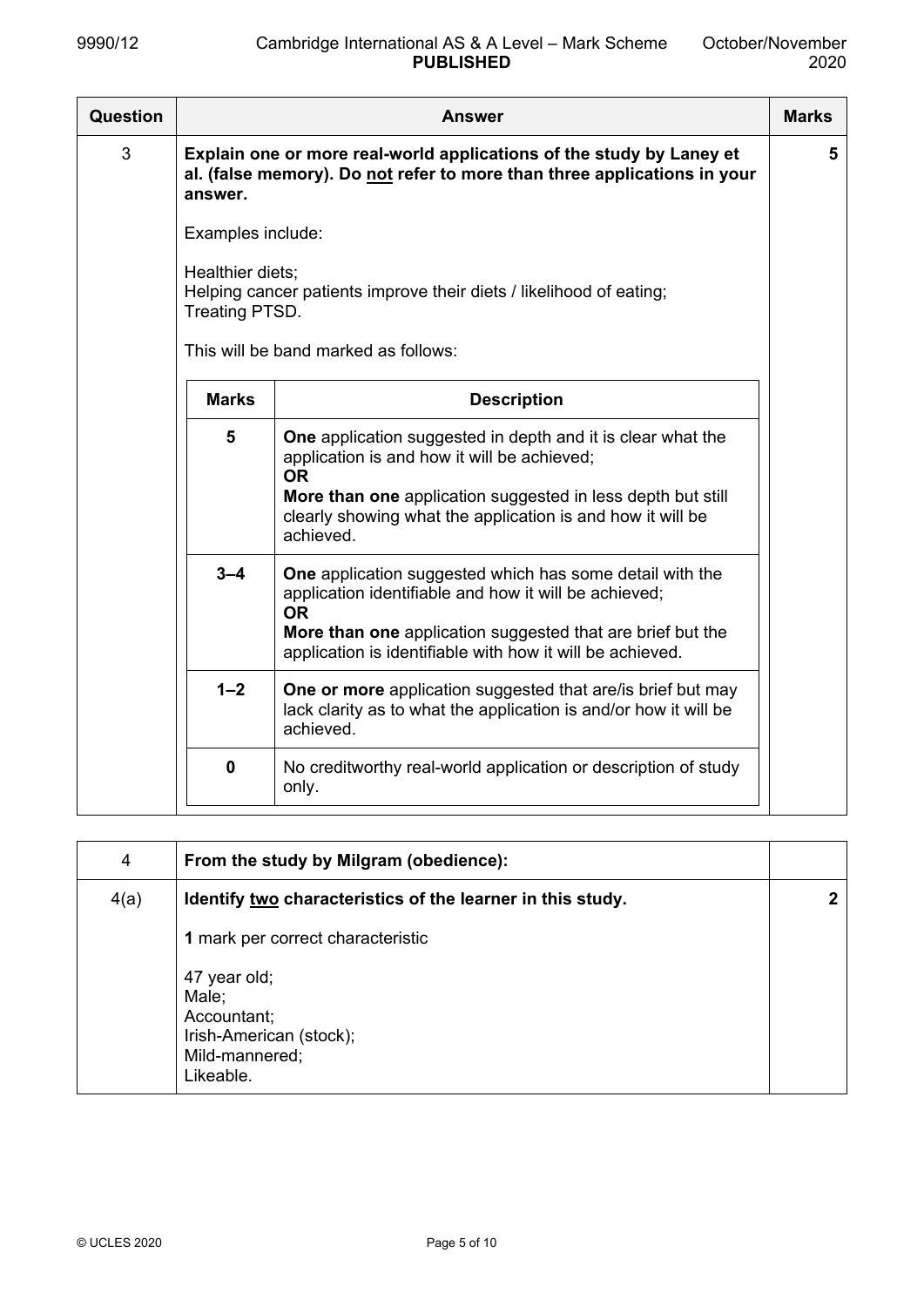| Question | Answer | Marks |
|---|---|---|
| 3 | **Explain one or more real-world applications of the study by Laney et al. (false memory). Do not refer to more than three applications in your answer.**<br><br>Examples include:<br><br>Healthier diets;<br>Helping cancer patients improve their diets / likelihood of eating;<br>Treating PTSD.<br><br>This will be band marked as follows: | **5** |

| Marks | Description |
|---|---|
| **5** | **One** application suggested in depth and it is clear what the application is and how it will be achieved;<br>**OR**<br>**More than one** application suggested in less depth but still clearly showing what the application is and how it will be achieved. |
| **3–4** | **One** application suggested which has some detail with the application identifiable and how it will be achieved;<br>**OR**<br>**More than one** application suggested that are brief but the application is identifiable with how it will be achieved. |
| **1–2** | **One or more** application suggested that are/is brief but may lack clarity as to what the application is and/or how it will be achieved. |
| **0** | No creditworthy real-world application or description of study only. |

| Question | Answer | Marks |
|---|---|---|
| 4 | **From the study by Milgram (obedience):** | |
| 4(a) | **Identify two characteristics of the learner in this study.**<br><br>**1** mark per correct characteristic<br><br>47 year old;<br>Male;<br>Accountant;<br>Irish-American (stock);<br>Mild-mannered;<br>Likeable. | **2** |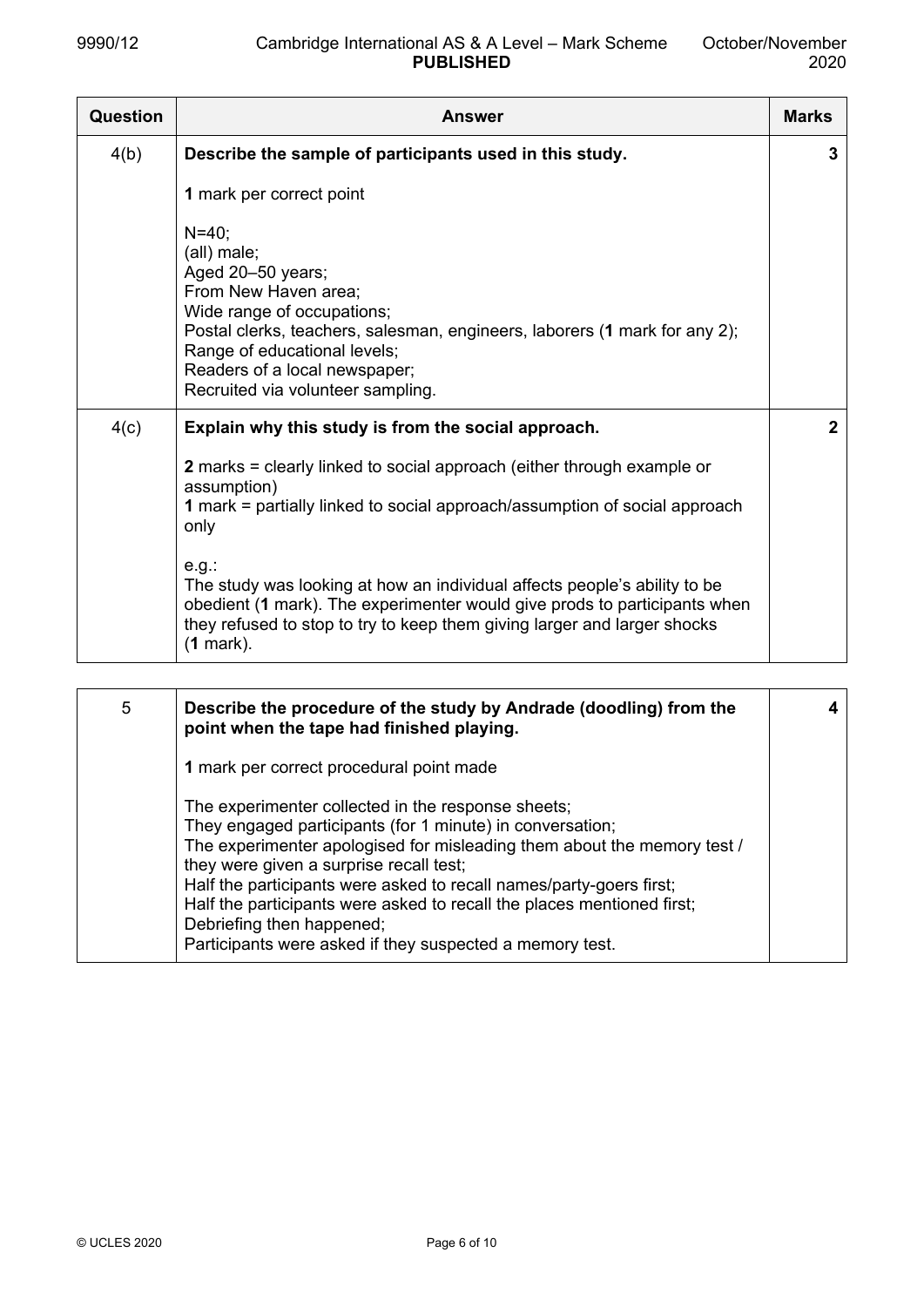| Question | Answer | Marks |
|---|---|---|
| 4(b) | **Describe the sample of participants used in this study.**<br><br>**1** mark per correct point<br><br>N=40;<br>(all) male;<br>Aged 20–50 years;<br>From New Haven area;<br>Wide range of occupations;<br>Postal clerks, teachers, salesman, engineers, laborers (**1** mark for any 2);<br>Range of educational levels;<br>Readers of a local newspaper;<br>Recruited via volunteer sampling. | **3** |
| 4(c) | **Explain why this study is from the social approach.**<br><br>**2** marks = clearly linked to social approach (either through example or assumption)<br>**1** mark = partially linked to social approach/assumption of social approach only<br><br>e.g.:<br>The study was looking at how an individual affects people's ability to be obedient (**1** mark). The experimenter would give prods to participants when they refused to stop to try to keep them giving larger and larger shocks (**1** mark). | **2** |

| Question | Answer | Marks |
|---|---|---|
| 5 | **Describe the procedure of the study by Andrade (doodling) from the point when the tape had finished playing.**<br><br>**1** mark per correct procedural point made<br><br>The experimenter collected in the response sheets;<br>They engaged participants (for 1 minute) in conversation;<br>The experimenter apologised for misleading them about the memory test / they were given a surprise recall test;<br>Half the participants were asked to recall names/party-goers first;<br>Half the participants were asked to recall the places mentioned first;<br>Debriefing then happened;<br>Participants were asked if they suspected a memory test. | **4** |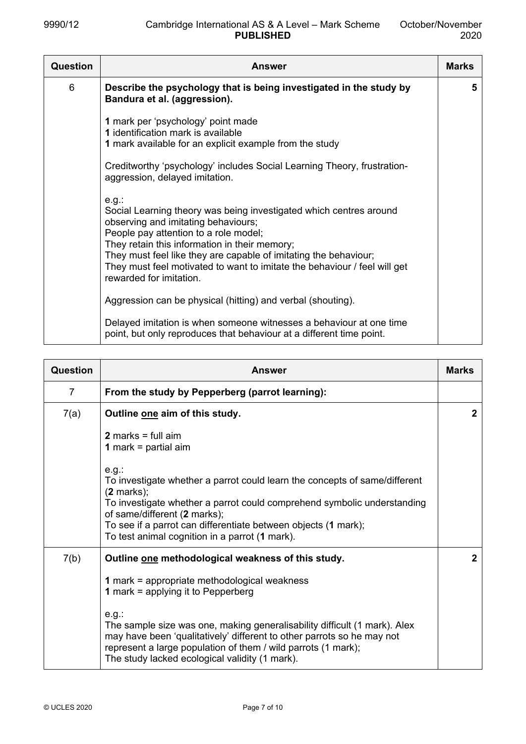| Question | Answer | Marks |
|---|---|---|
| 6 | **Describe the psychology that is being investigated in the study by Bandura et al. (aggression).**<br><br>**1** mark per 'psychology' point made<br>**1** identification mark is available<br>**1** mark available for an explicit example from the study<br><br>Creditworthy 'psychology' includes Social Learning Theory, frustration-aggression, delayed imitation.<br><br>e.g.:<br>Social Learning theory was being investigated which centres around observing and imitating behaviours;<br>People pay attention to a role model;<br>They retain this information in their memory;<br>They must feel like they are capable of imitating the behaviour;<br>They must feel motivated to want to imitate the behaviour / feel will get rewarded for imitation.<br><br>Aggression can be physical (hitting) and verbal (shouting).<br><br>Delayed imitation is when someone witnesses a behaviour at one time point, but only reproduces that behaviour at a different time point. | **5** |

| Question | Answer | Marks |
|---|---|---|
| 7 | **From the study by Pepperberg (parrot learning):** | |
| 7(a) | **Outline one aim of this study.**<br><br>**2** marks = full aim<br>**1** mark = partial aim<br><br>e.g.:<br>To investigate whether a parrot could learn the concepts of same/different (**2** marks);<br>To investigate whether a parrot could comprehend symbolic understanding of same/different (**2** marks);<br>To see if a parrot can differentiate between objects (**1** mark);<br>To test animal cognition in a parrot (**1** mark). | **2** |
| 7(b) | **Outline one methodological weakness of this study.**<br><br>**1** mark = appropriate methodological weakness<br>**1** mark = applying it to Pepperberg<br><br>e.g.:<br>The sample size was one, making generalisability difficult (1 mark). Alex may have been 'qualitatively' different to other parrots so he may not represent a large population of them / wild parrots (1 mark);<br>The study lacked ecological validity (1 mark). | **2** |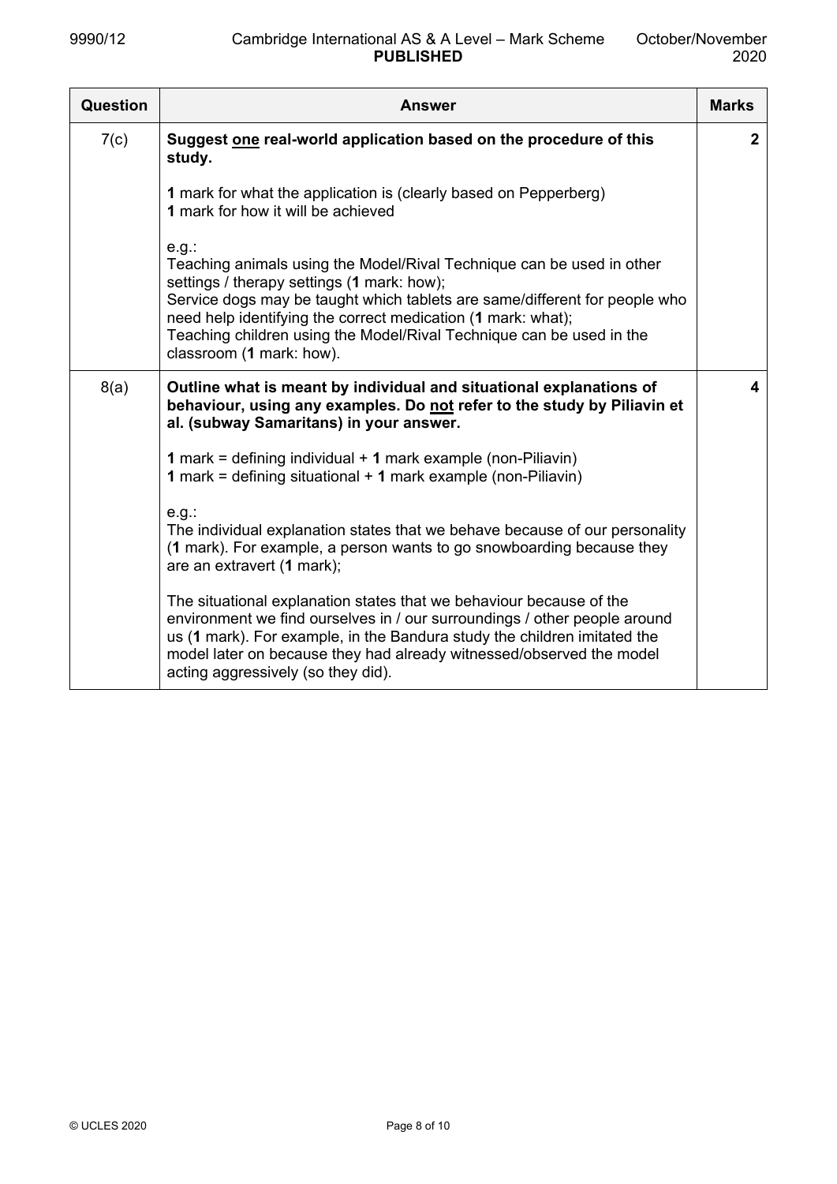| Question | Answer | Marks |
|---|---|---|
| 7(c) | **Suggest <u>one</u> real-world application based on the procedure of this study.**<br><br>**1** mark for what the application is (clearly based on Pepperberg)<br>**1** mark for how it will be achieved<br><br>e.g.:<br>Teaching animals using the Model/Rival Technique can be used in other settings / therapy settings (**1** mark: how);<br>Service dogs may be taught which tablets are same/different for people who need help identifying the correct medication (**1** mark: what);<br>Teaching children using the Model/Rival Technique can be used in the classroom (**1** mark: how). | **2** |
| 8(a) | **Outline what is meant by individual and situational explanations of behaviour, using any examples. Do <u>not</u> refer to the study by Piliavin et al. (subway Samaritans) in your answer.**<br><br>**1** mark = defining individual + **1** mark example (non-Piliavin)<br>**1** mark = defining situational + **1** mark example (non-Piliavin)<br><br>e.g.:<br>The individual explanation states that we behave because of our personality (**1** mark). For example, a person wants to go snowboarding because they are an extravert (**1** mark);<br><br>The situational explanation states that we behaviour because of the environment we find ourselves in / our surroundings / other people around us (**1** mark). For example, in the Bandura study the children imitated the model later on because they had already witnessed/observed the model acting aggressively (so they did). | **4** |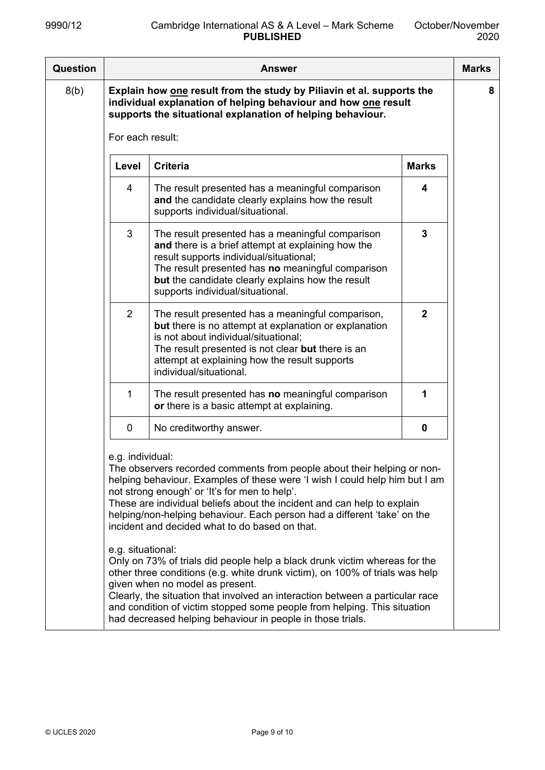| Question | Answer | Marks |
|---|---|---|
| 8(b) | **Explain how one result from the study by Piliavin et al. supports the individual explanation of helping behaviour and how one result supports the situational explanation of helping behaviour.** | **8** |

For each result:

| Level | Criteria | Marks |
|---|---|---|
| 4 | The result presented has a meaningful comparison **and** the candidate clearly explains how the result supports individual/situational. | **4** |
| 3 | The result presented has a meaningful comparison **and** there is a brief attempt at explaining how the result supports individual/situational;<br>The result presented has **no** meaningful comparison **but** the candidate clearly explains how the result supports individual/situational. | **3** |
| 2 | The result presented has a meaningful comparison, **but** there is no attempt at explanation or explanation is not about individual/situational;<br>The result presented is not clear **but** there is an attempt at explaining how the result supports individual/situational. | **2** |
| 1 | The result presented has **no** meaningful comparison **or** there is a basic attempt at explaining. | **1** |
| 0 | No creditworthy answer. | **0** |

e.g. individual:
The observers recorded comments from people about their helping or non-helping behaviour. Examples of these were 'I wish I could help him but I am not strong enough' or 'It's for men to help'.
These are individual beliefs about the incident and can help to explain helping/non-helping behaviour. Each person had a different 'take' on the incident and decided what to do based on that.

e.g. situational:
Only on 73% of trials did people help a black drunk victim whereas for the other three conditions (e.g. white drunk victim), on 100% of trials was help given when no model as present.
Clearly, the situation that involved an interaction between a particular race and condition of victim stopped some people from helping. This situation had decreased helping behaviour in people in those trials.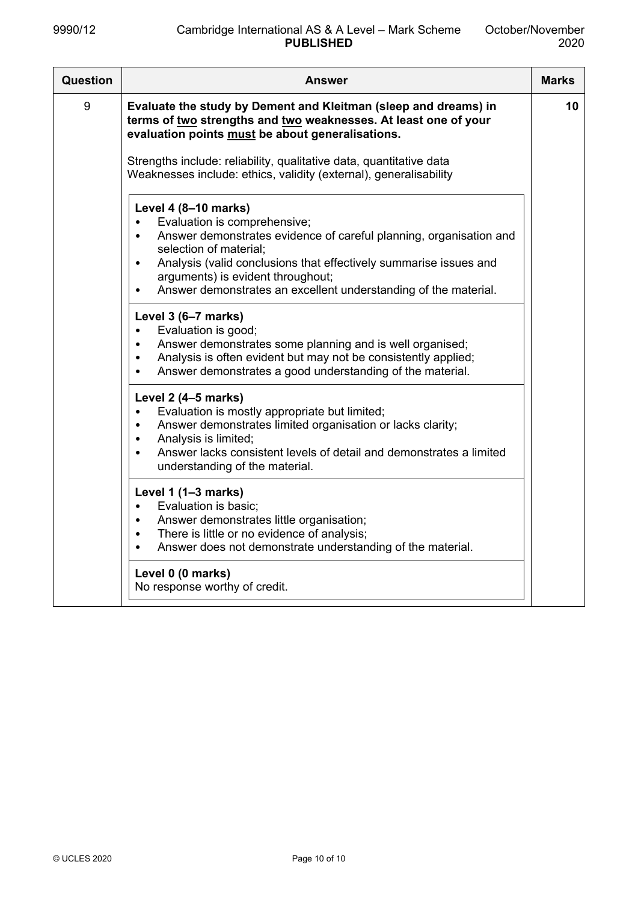| Question | Answer | Marks |
|---|---|---|
| 9 | **Evaluate the study by Dement and Kleitman (sleep and dreams) in terms of <u>two</u> strengths and <u>two</u> weaknesses. At least one of your evaluation points <u>must</u> be about generalisations.**<br><br>Strengths include: reliability, qualitative data, quantitative data<br>Weaknesses include: ethics, validity (external), generalisability<br><br>**Level 4 (8–10 marks)**<br>• Evaluation is comprehensive;<br>• Answer demonstrates evidence of careful planning, organisation and selection of material;<br>• Analysis (valid conclusions that effectively summarise issues and arguments) is evident throughout;<br>• Answer demonstrates an excellent understanding of the material.<br><br>**Level 3 (6–7 marks)**<br>• Evaluation is good;<br>• Answer demonstrates some planning and is well organised;<br>• Analysis is often evident but may not be consistently applied;<br>• Answer demonstrates a good understanding of the material.<br><br>**Level 2 (4–5 marks)**<br>• Evaluation is mostly appropriate but limited;<br>• Answer demonstrates limited organisation or lacks clarity;<br>• Analysis is limited;<br>• Answer lacks consistent levels of detail and demonstrates a limited understanding of the material.<br><br>**Level 1 (1–3 marks)**<br>• Evaluation is basic;<br>• Answer demonstrates little organisation;<br>• There is little or no evidence of analysis;<br>• Answer does not demonstrate understanding of the material.<br><br>**Level 0 (0 marks)**<br>No response worthy of credit. | 10 |